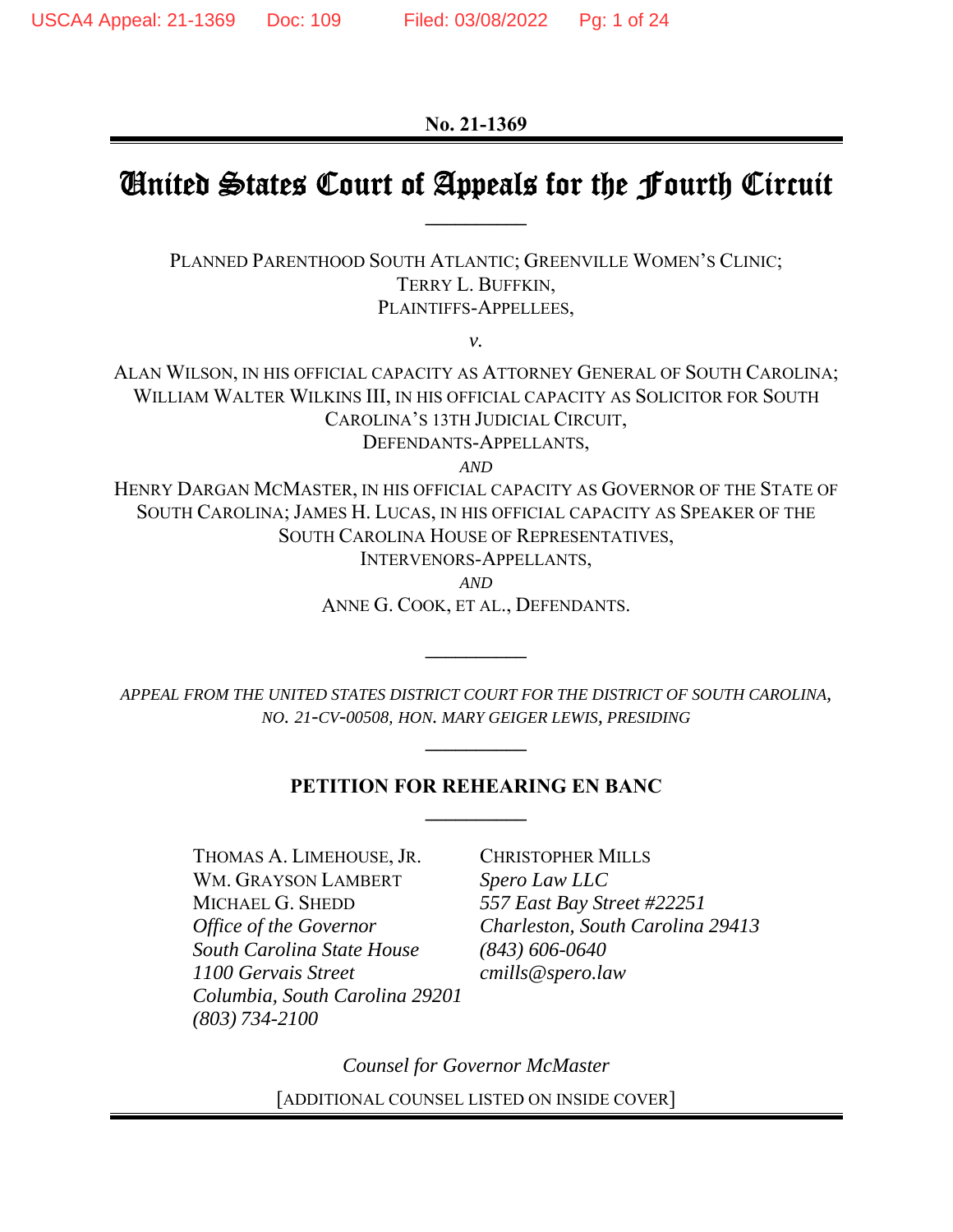**No. 21-1369**

# United States Court of Appeals for the Fourth Circuit

PLANNED PARENTHOOD SOUTH ATLANTIC; GREENVILLE WOMEN'S CLINIC;
TERRY L. BUFFKIN,
PLAINTIFFS-APPELLEES,

*v.*

ALAN WILSON, IN HIS OFFICIAL CAPACITY AS ATTORNEY GENERAL OF SOUTH CAROLINA;
WILLIAM WALTER WILKINS III, IN HIS OFFICIAL CAPACITY AS SOLICITOR FOR SOUTH CAROLINA'S 13TH JUDICIAL CIRCUIT,
DEFENDANTS-APPELLANTS,

*AND*

HENRY DARGAN MCMASTER, IN HIS OFFICIAL CAPACITY AS GOVERNOR OF THE STATE OF SOUTH CAROLINA; JAMES H. LUCAS, IN HIS OFFICIAL CAPACITY AS SPEAKER OF THE SOUTH CAROLINA HOUSE OF REPRESENTATIVES,
INTERVENORS-APPELLANTS,

*AND*

ANNE G. COOK, ET AL., DEFENDANTS.

*APPEAL FROM THE UNITED STATES DISTRICT COURT FOR THE DISTRICT OF SOUTH CAROLINA, NO. 21-CV-00508, HON. MARY GEIGER LEWIS, PRESIDING*

## PETITION FOR REHEARING EN BANC

THOMAS A. LIMEHOUSE, JR.
WM. GRAYSON LAMBERT
MICHAEL G. SHEDD
*Office of the Governor*
*South Carolina State House*
*1100 Gervais Street*
*Columbia, South Carolina 29201*
*(803) 734-2100*

CHRISTOPHER MILLS
*Spero Law LLC*
*557 East Bay Street #22251*
*Charleston, South Carolina 29413*
*(843) 606-0640*
*cmills@spero.law*

*Counsel for Governor McMaster*

[ADDITIONAL COUNSEL LISTED ON INSIDE COVER]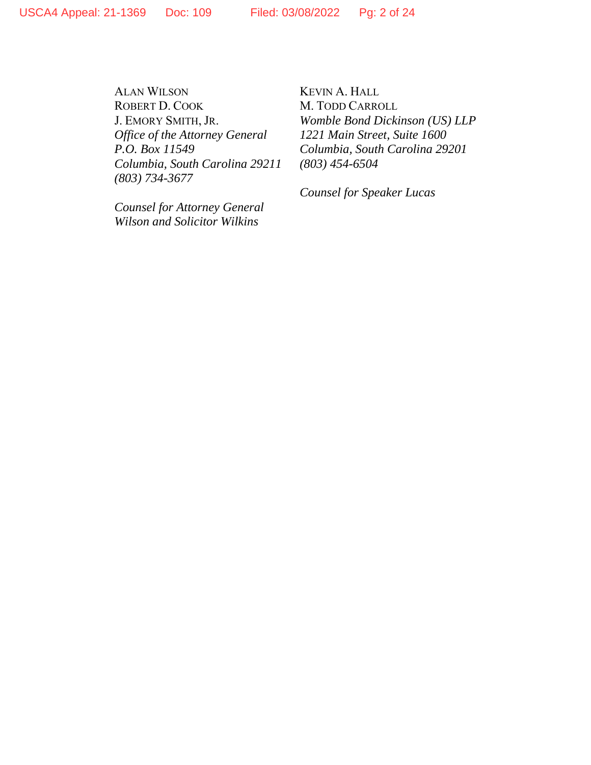ALAN WILSON
ROBERT D. COOK
J. EMORY SMITH, JR.
*Office of the Attorney General*
*P.O. Box 11549*
*Columbia, South Carolina 29211*
*(803) 734-3677*

*Counsel for Attorney General Wilson and Solicitor Wilkins*

KEVIN A. HALL
M. TODD CARROLL
*Womble Bond Dickinson (US) LLP*
*1221 Main Street, Suite 1600*
*Columbia, South Carolina 29201*
*(803) 454-6504*

*Counsel for Speaker Lucas*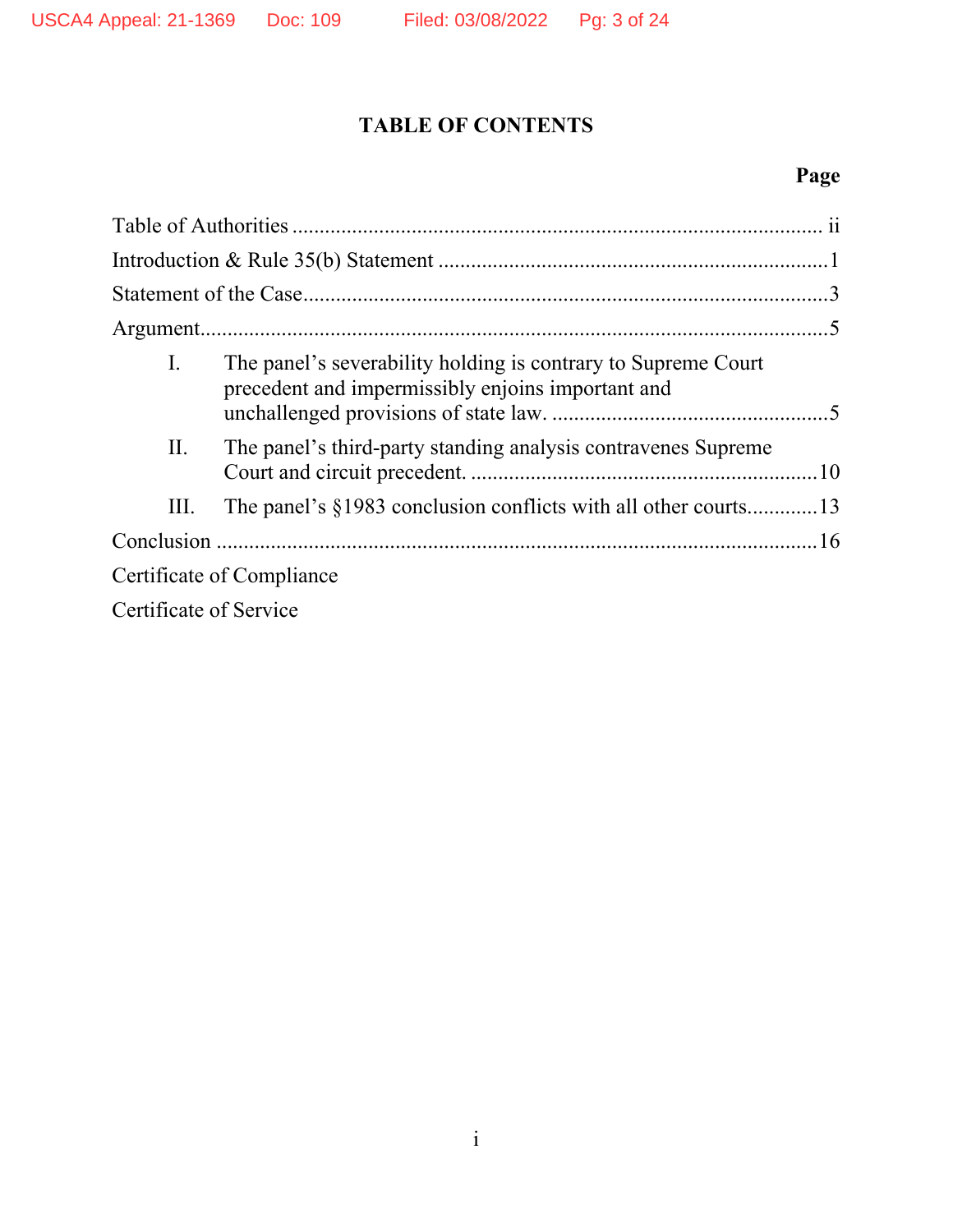# TABLE OF CONTENTS

| | Page |
|---|---|
| Table of Authorities | ii |
| Introduction & Rule 35(b) Statement | 1 |
| Statement of the Case | 3 |
| Argument | 5 |
| I. The panel's severability holding is contrary to Supreme Court precedent and impermissibly enjoins important and unchallenged provisions of state law. | 5 |
| II. The panel's third-party standing analysis contravenes Supreme Court and circuit precedent. | 10 |
| III. The panel's §1983 conclusion conflicts with all other courts | 13 |
| Conclusion | 16 |
| Certificate of Compliance | |
| Certificate of Service | |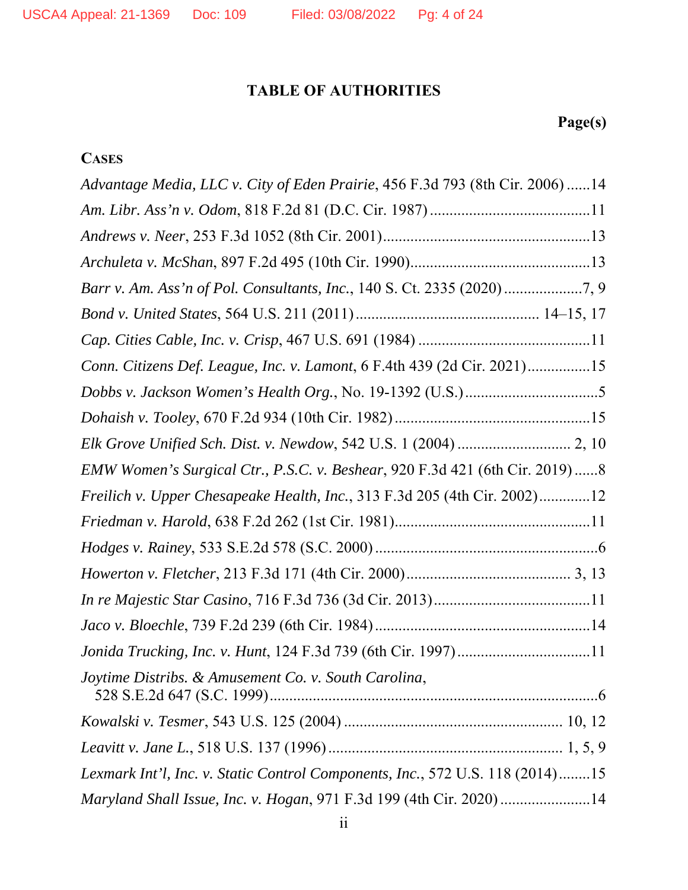# TABLE OF AUTHORITIES

**Page(s)**

**CASES**

*Advantage Media, LLC v. City of Eden Prairie*, 456 F.3d 793 (8th Cir. 2006) ......14

*Am. Libr. Ass'n v. Odom*, 818 F.2d 81 (D.C. Cir. 1987) ........................................11

*Andrews v. Neer*, 253 F.3d 1052 (8th Cir. 2001).....................................................13

*Archuleta v. McShan*, 897 F.2d 495 (10th Cir. 1990)..............................................13

*Barr v. Am. Ass'n of Pol. Consultants, Inc.*, 140 S. Ct. 2335 (2020) ....................7, 9

*Bond v. United States*, 564 U.S. 211 (2011) .............................................. 14–15, 17

*Cap. Cities Cable, Inc. v. Crisp*, 467 U.S. 691 (1984) ............................................11

*Conn. Citizens Def. League, Inc. v. Lamont*, 6 F.4th 439 (2d Cir. 2021)................15

*Dobbs v. Jackson Women's Health Org.*, No. 19-1392 (U.S.) ..................................5

*Dohaish v. Tooley*, 670 F.2d 934 (10th Cir. 1982) ..................................................15

*Elk Grove Unified Sch. Dist. v. Newdow*, 542 U.S. 1 (2004) ............................ 2, 10

*EMW Women's Surgical Ctr., P.S.C. v. Beshear*, 920 F.3d 421 (6th Cir. 2019) ......8

*Freilich v. Upper Chesapeake Health, Inc.*, 313 F.3d 205 (4th Cir. 2002).............12

*Friedman v. Harold*, 638 F.2d 262 (1st Cir. 1981)..................................................11

*Hodges v. Rainey*, 533 S.E.2d 578 (S.C. 2000) ........................................................6

*Howerton v. Fletcher*, 213 F.3d 171 (4th Cir. 2000).......................................... 3, 13

*In re Majestic Star Casino*, 716 F.3d 736 (3d Cir. 2013)........................................11

*Jaco v. Bloechle*, 739 F.2d 239 (6th Cir. 1984).......................................................14

*Jonida Trucking, Inc. v. Hunt*, 124 F.3d 739 (6th Cir. 1997)..................................11

*Joytime Distribs. & Amusement Co. v. South Carolina*, 528 S.E.2d 647 (S.C. 1999)......................................................................................6

*Kowalski v. Tesmer*, 543 U.S. 125 (2004) ........................................................ 10, 12

*Leavitt v. Jane L.*, 518 U.S. 137 (1996) ........................................................... 1, 5, 9

*Lexmark Int'l, Inc. v. Static Control Components, Inc.*, 572 U.S. 118 (2014)........15

*Maryland Shall Issue, Inc. v. Hogan*, 971 F.3d 199 (4th Cir. 2020) .......................14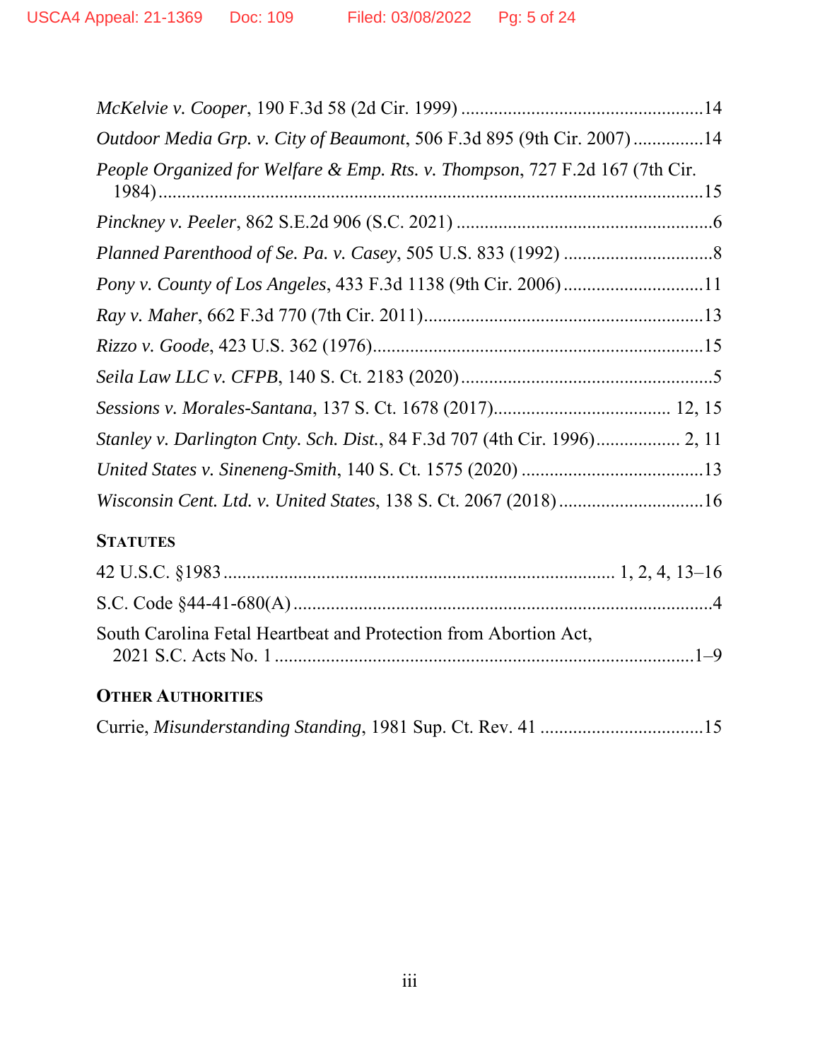*McKelvie v. Cooper*, 190 F.3d 58 (2d Cir. 1999) ....................................................14

*Outdoor Media Grp. v. City of Beaumont*, 506 F.3d 895 (9th Cir. 2007) ...............14

*People Organized for Welfare & Emp. Rts. v. Thompson*, 727 F.2d 167 (7th Cir. 1984) .....................................................................................................................15

*Pinckney v. Peeler*, 862 S.E.2d 906 (S.C. 2021) .......................................................6

*Planned Parenthood of Se. Pa. v. Casey*, 505 U.S. 833 (1992) ................................8

*Pony v. County of Los Angeles*, 433 F.3d 1138 (9th Cir. 2006) .............................11

*Ray v. Maher*, 662 F.3d 770 (7th Cir. 2011)............................................................13

*Rizzo v. Goode*, 423 U.S. 362 (1976)......................................................................15

*Seila Law LLC v. CFPB*, 140 S. Ct. 2183 (2020) ......................................................5

*Sessions v. Morales-Santana*, 137 S. Ct. 1678 (2017)..................................... 12, 15

*Stanley v. Darlington Cnty. Sch. Dist.*, 84 F.3d 707 (4th Cir. 1996).................. 2, 11

*United States v. Sineneng-Smith*, 140 S. Ct. 1575 (2020) .......................................13

*Wisconsin Cent. Ltd. v. United States*, 138 S. Ct. 2067 (2018) ...............................16

**STATUTES**

42 U.S.C. §1983 .................................................................................... 1, 2, 4, 13–16

S.C. Code §44-41-680(A) ..........................................................................................4

South Carolina Fetal Heartbeat and Protection from Abortion Act, 2021 S.C. Acts No. 1 .........................................................................................1–9

**OTHER AUTHORITIES**

Currie, *Misunderstanding Standing*, 1981 Sup. Ct. Rev. 41 ..................................15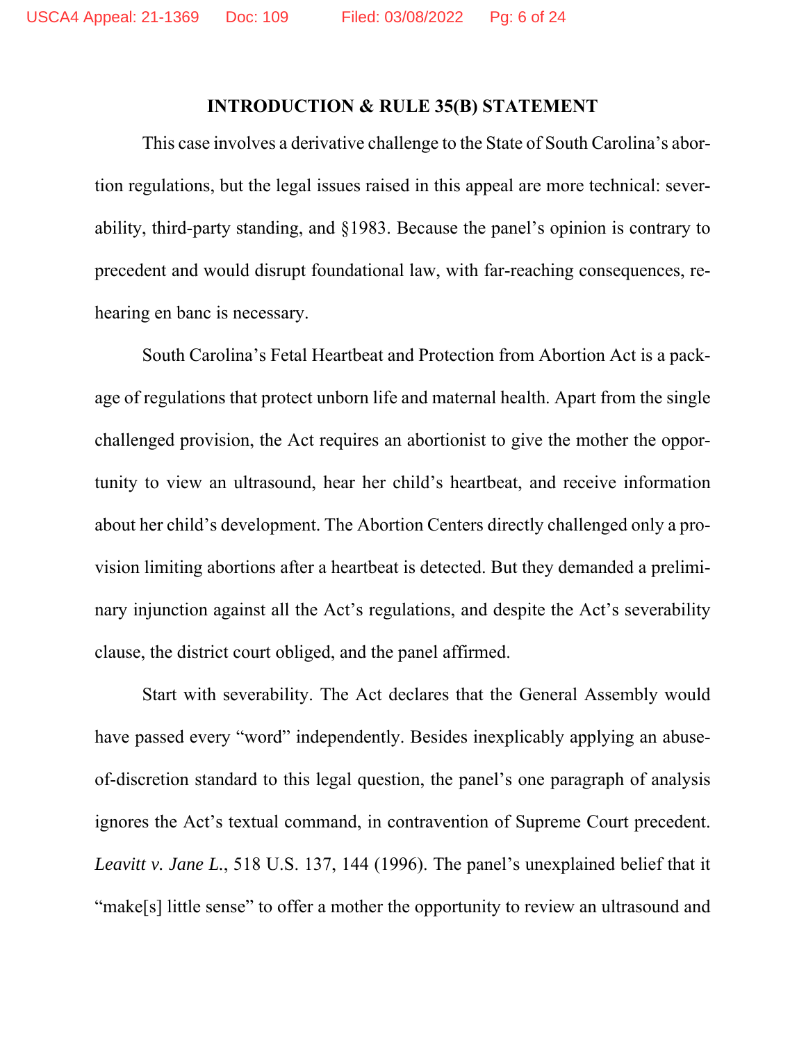## INTRODUCTION & RULE 35(B) STATEMENT

This case involves a derivative challenge to the State of South Carolina's abortion regulations, but the legal issues raised in this appeal are more technical: severability, third-party standing, and §1983. Because the panel's opinion is contrary to precedent and would disrupt foundational law, with far-reaching consequences, rehearing en banc is necessary.

South Carolina's Fetal Heartbeat and Protection from Abortion Act is a package of regulations that protect unborn life and maternal health. Apart from the single challenged provision, the Act requires an abortionist to give the mother the opportunity to view an ultrasound, hear her child's heartbeat, and receive information about her child's development. The Abortion Centers directly challenged only a provision limiting abortions after a heartbeat is detected. But they demanded a preliminary injunction against all the Act's regulations, and despite the Act's severability clause, the district court obliged, and the panel affirmed.

Start with severability. The Act declares that the General Assembly would have passed every "word" independently. Besides inexplicably applying an abuse-of-discretion standard to this legal question, the panel's one paragraph of analysis ignores the Act's textual command, in contravention of Supreme Court precedent. *Leavitt v. Jane L.*, 518 U.S. 137, 144 (1996). The panel's unexplained belief that it "make[s] little sense" to offer a mother the opportunity to review an ultrasound and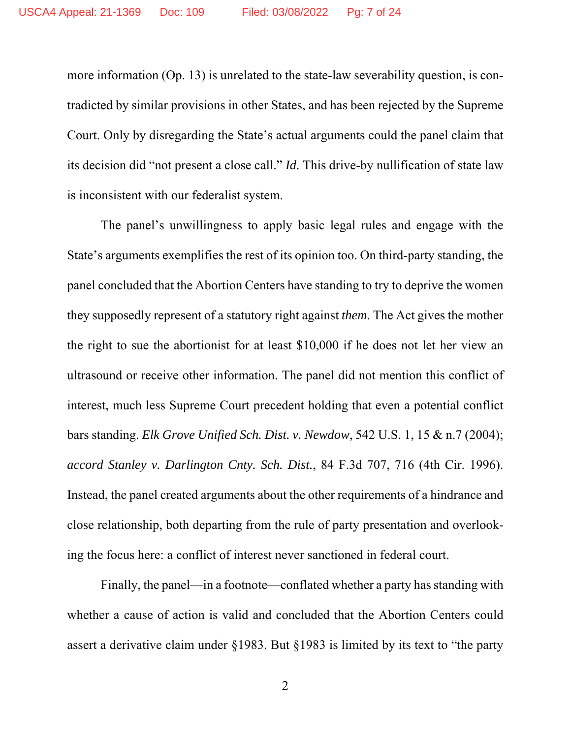more information (Op. 13) is unrelated to the state-law severability question, is contradicted by similar provisions in other States, and has been rejected by the Supreme Court. Only by disregarding the State's actual arguments could the panel claim that its decision did "not present a close call." *Id.* This drive-by nullification of state law is inconsistent with our federalist system.

The panel's unwillingness to apply basic legal rules and engage with the State's arguments exemplifies the rest of its opinion too. On third-party standing, the panel concluded that the Abortion Centers have standing to try to deprive the women they supposedly represent of a statutory right against *them*. The Act gives the mother the right to sue the abortionist for at least $10,000 if he does not let her view an ultrasound or receive other information. The panel did not mention this conflict of interest, much less Supreme Court precedent holding that even a potential conflict bars standing. *Elk Grove Unified Sch. Dist. v. Newdow*, 542 U.S. 1, 15 & n.7 (2004); *accord Stanley v. Darlington Cnty. Sch. Dist.*, 84 F.3d 707, 716 (4th Cir. 1996). Instead, the panel created arguments about the other requirements of a hindrance and close relationship, both departing from the rule of party presentation and overlooking the focus here: a conflict of interest never sanctioned in federal court.

Finally, the panel—in a footnote—conflated whether a party has standing with whether a cause of action is valid and concluded that the Abortion Centers could assert a derivative claim under §1983. But §1983 is limited by its text to "the party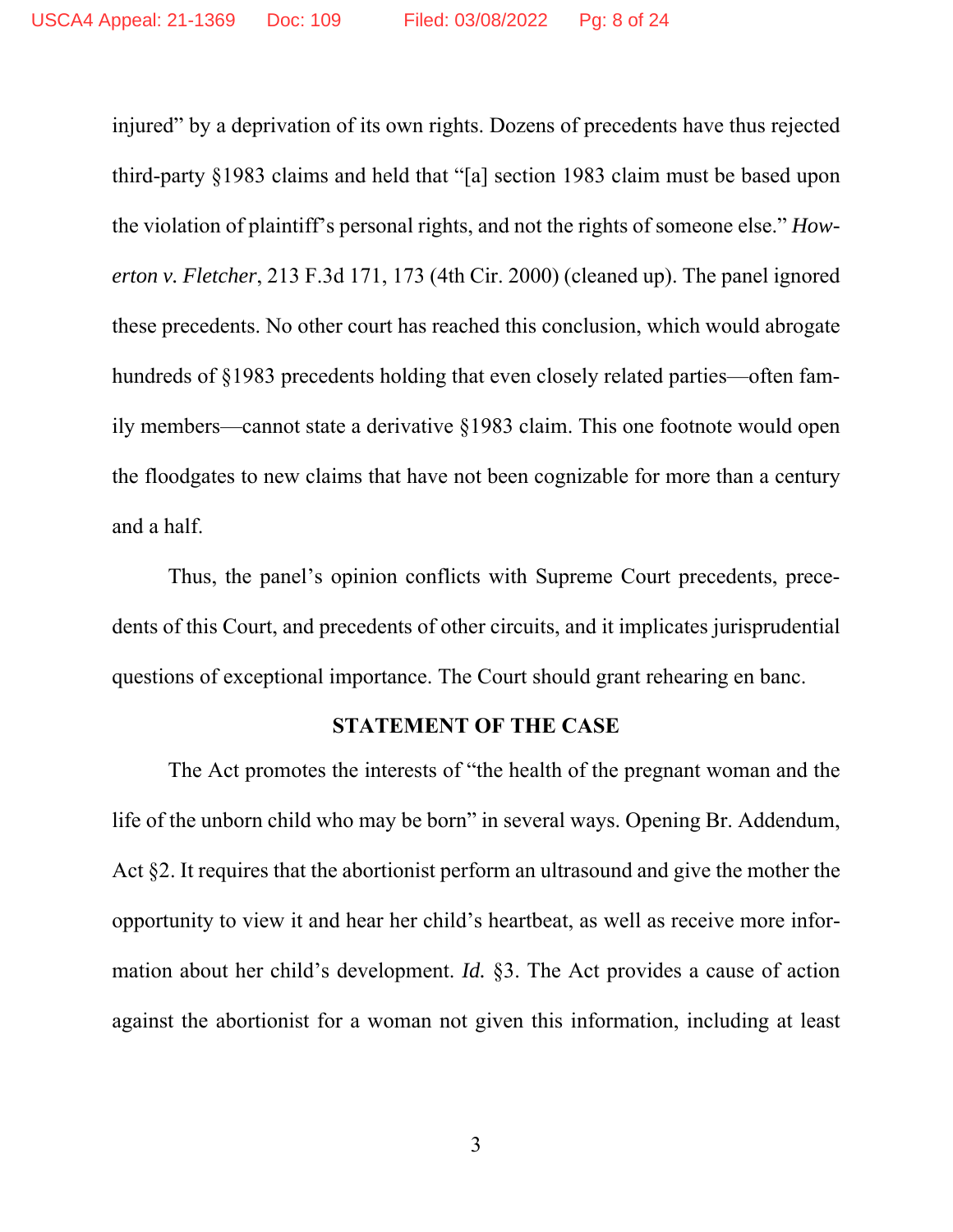injured" by a deprivation of its own rights. Dozens of precedents have thus rejected third-party §1983 claims and held that "[a] section 1983 claim must be based upon the violation of plaintiff's personal rights, and not the rights of someone else." *Howerton v. Fletcher*, 213 F.3d 171, 173 (4th Cir. 2000) (cleaned up). The panel ignored these precedents. No other court has reached this conclusion, which would abrogate hundreds of §1983 precedents holding that even closely related parties—often family members—cannot state a derivative §1983 claim. This one footnote would open the floodgates to new claims that have not been cognizable for more than a century and a half.

Thus, the panel's opinion conflicts with Supreme Court precedents, precedents of this Court, and precedents of other circuits, and it implicates jurisprudential questions of exceptional importance. The Court should grant rehearing en banc.

## STATEMENT OF THE CASE

The Act promotes the interests of "the health of the pregnant woman and the life of the unborn child who may be born" in several ways. Opening Br. Addendum, Act §2. It requires that the abortionist perform an ultrasound and give the mother the opportunity to view it and hear her child's heartbeat, as well as receive more information about her child's development. *Id.* §3. The Act provides a cause of action against the abortionist for a woman not given this information, including at least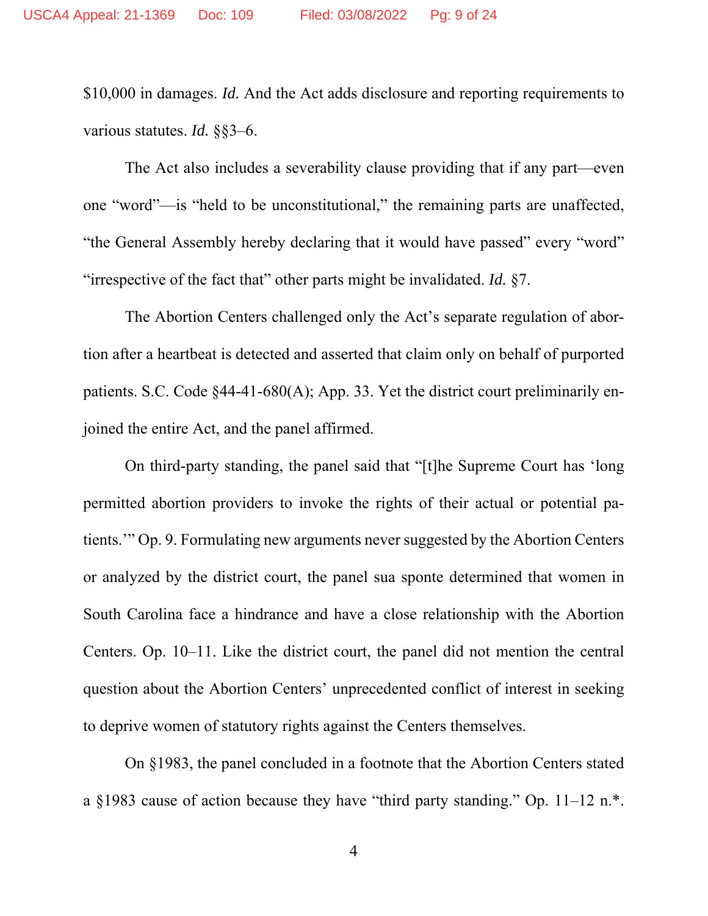$10,000 in damages. *Id.* And the Act adds disclosure and reporting requirements to various statutes. *Id.* §§3–6.

The Act also includes a severability clause providing that if any part—even one "word"—is "held to be unconstitutional," the remaining parts are unaffected, "the General Assembly hereby declaring that it would have passed" every "word" "irrespective of the fact that" other parts might be invalidated. *Id.* §7.

The Abortion Centers challenged only the Act's separate regulation of abortion after a heartbeat is detected and asserted that claim only on behalf of purported patients. S.C. Code §44-41-680(A); App. 33. Yet the district court preliminarily enjoined the entire Act, and the panel affirmed.

On third-party standing, the panel said that "[t]he Supreme Court has 'long permitted abortion providers to invoke the rights of their actual or potential patients.'" Op. 9. Formulating new arguments never suggested by the Abortion Centers or analyzed by the district court, the panel sua sponte determined that women in South Carolina face a hindrance and have a close relationship with the Abortion Centers. Op. 10–11. Like the district court, the panel did not mention the central question about the Abortion Centers' unprecedented conflict of interest in seeking to deprive women of statutory rights against the Centers themselves.

On §1983, the panel concluded in a footnote that the Abortion Centers stated a §1983 cause of action because they have "third party standing." Op. 11–12 n.*.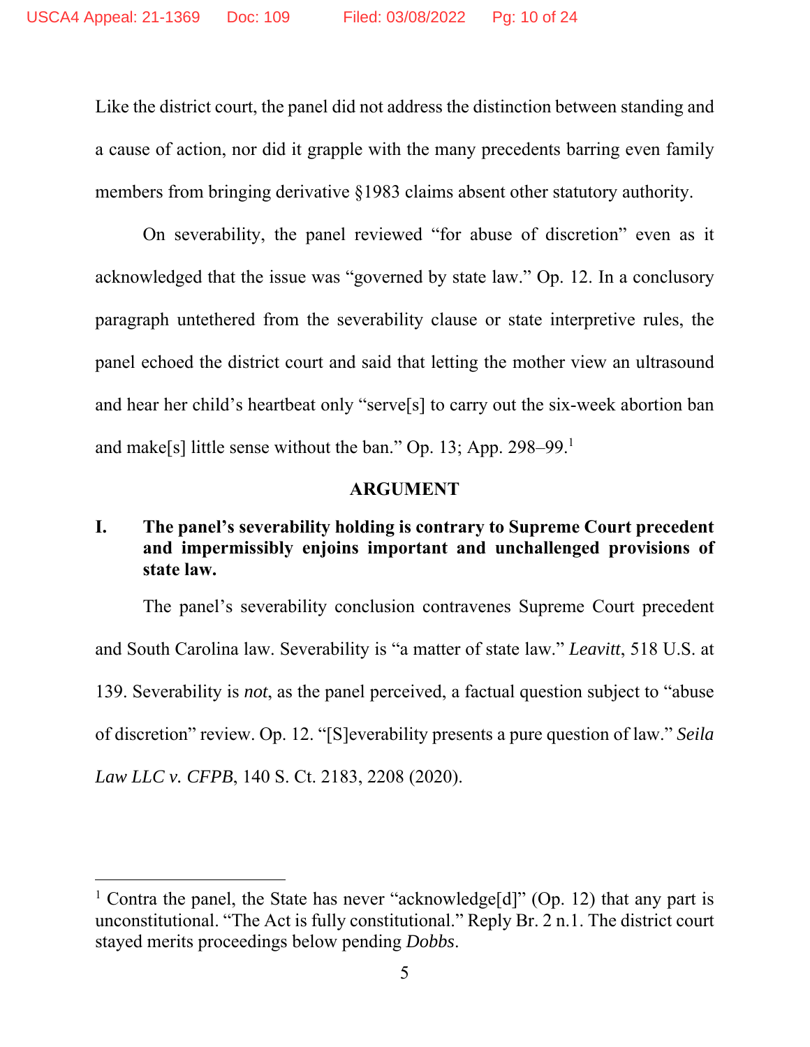Like the district court, the panel did not address the distinction between standing and a cause of action, nor did it grapple with the many precedents barring even family members from bringing derivative §1983 claims absent other statutory authority.

On severability, the panel reviewed "for abuse of discretion" even as it acknowledged that the issue was "governed by state law." Op. 12. In a conclusory paragraph untethered from the severability clause or state interpretive rules, the panel echoed the district court and said that letting the mother view an ultrasound and hear her child's heartbeat only "serve[s] to carry out the six-week abortion ban and make[s] little sense without the ban." Op. 13; App. 298–99.[1]

## ARGUMENT

### I. The panel's severability holding is contrary to Supreme Court precedent and impermissibly enjoins important and unchallenged provisions of state law.

The panel's severability conclusion contravenes Supreme Court precedent and South Carolina law. Severability is "a matter of state law." *Leavitt*, 518 U.S. at 139. Severability is *not*, as the panel perceived, a factual question subject to "abuse of discretion" review. Op. 12. "[S]everability presents a pure question of law." *Seila Law LLC v. CFPB*, 140 S. Ct. 2183, 2208 (2020).

---

[1] Contra the panel, the State has never "acknowledge[d]" (Op. 12) that any part is unconstitutional. "The Act is fully constitutional." Reply Br. 2 n.1. The district court stayed merits proceedings below pending *Dobbs*.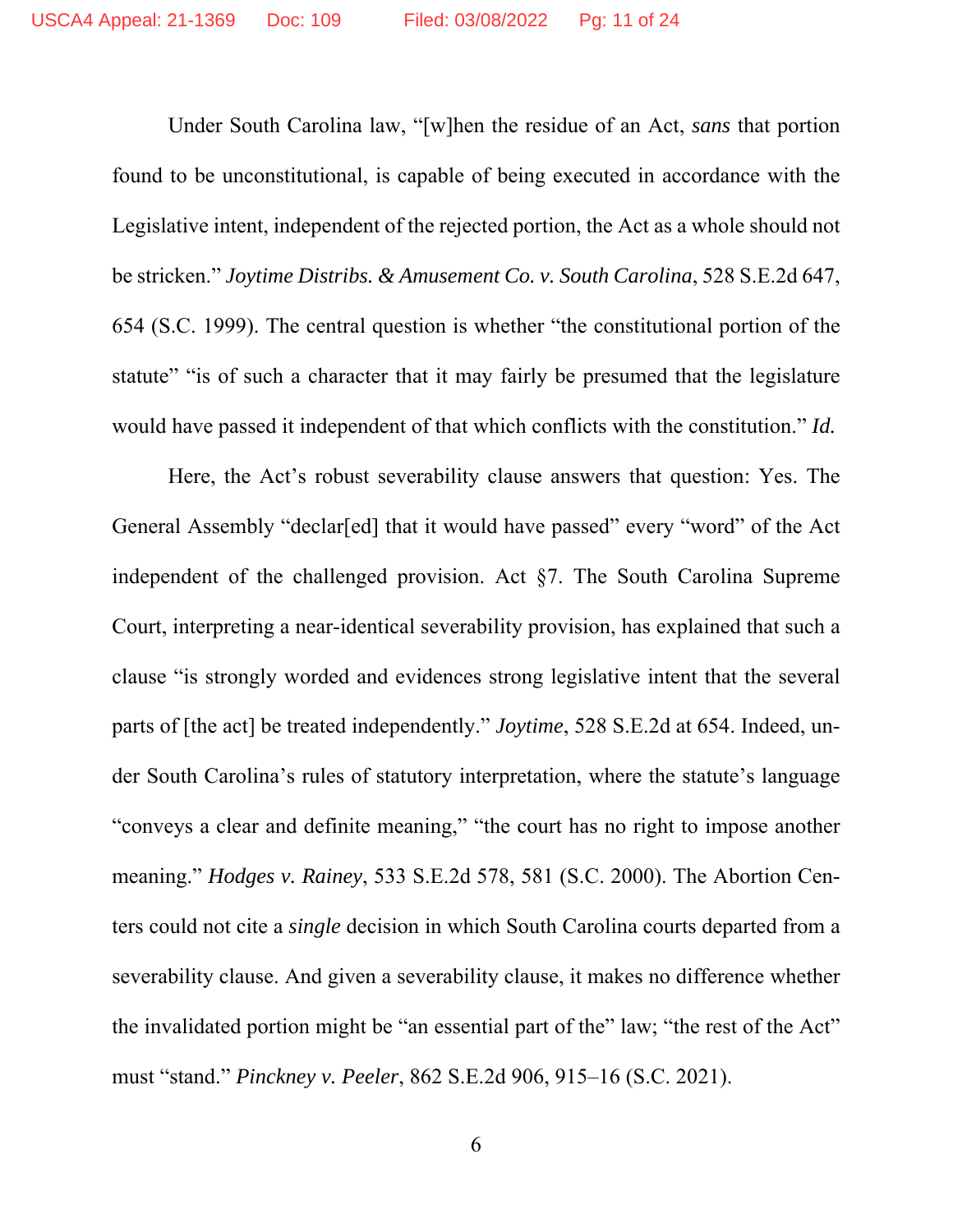Under South Carolina law, "[w]hen the residue of an Act, *sans* that portion found to be unconstitutional, is capable of being executed in accordance with the Legislative intent, independent of the rejected portion, the Act as a whole should not be stricken." *Joytime Distribs. & Amusement Co. v. South Carolina*, 528 S.E.2d 647, 654 (S.C. 1999). The central question is whether "the constitutional portion of the statute" "is of such a character that it may fairly be presumed that the legislature would have passed it independent of that which conflicts with the constitution." *Id.*

Here, the Act's robust severability clause answers that question: Yes. The General Assembly "declar[ed] that it would have passed" every "word" of the Act independent of the challenged provision. Act §7. The South Carolina Supreme Court, interpreting a near-identical severability provision, has explained that such a clause "is strongly worded and evidences strong legislative intent that the several parts of [the act] be treated independently." *Joytime*, 528 S.E.2d at 654. Indeed, under South Carolina's rules of statutory interpretation, where the statute's language "conveys a clear and definite meaning," "the court has no right to impose another meaning." *Hodges v. Rainey*, 533 S.E.2d 578, 581 (S.C. 2000). The Abortion Centers could not cite a *single* decision in which South Carolina courts departed from a severability clause. And given a severability clause, it makes no difference whether the invalidated portion might be "an essential part of the" law; "the rest of the Act" must "stand." *Pinckney v. Peeler*, 862 S.E.2d 906, 915–16 (S.C. 2021).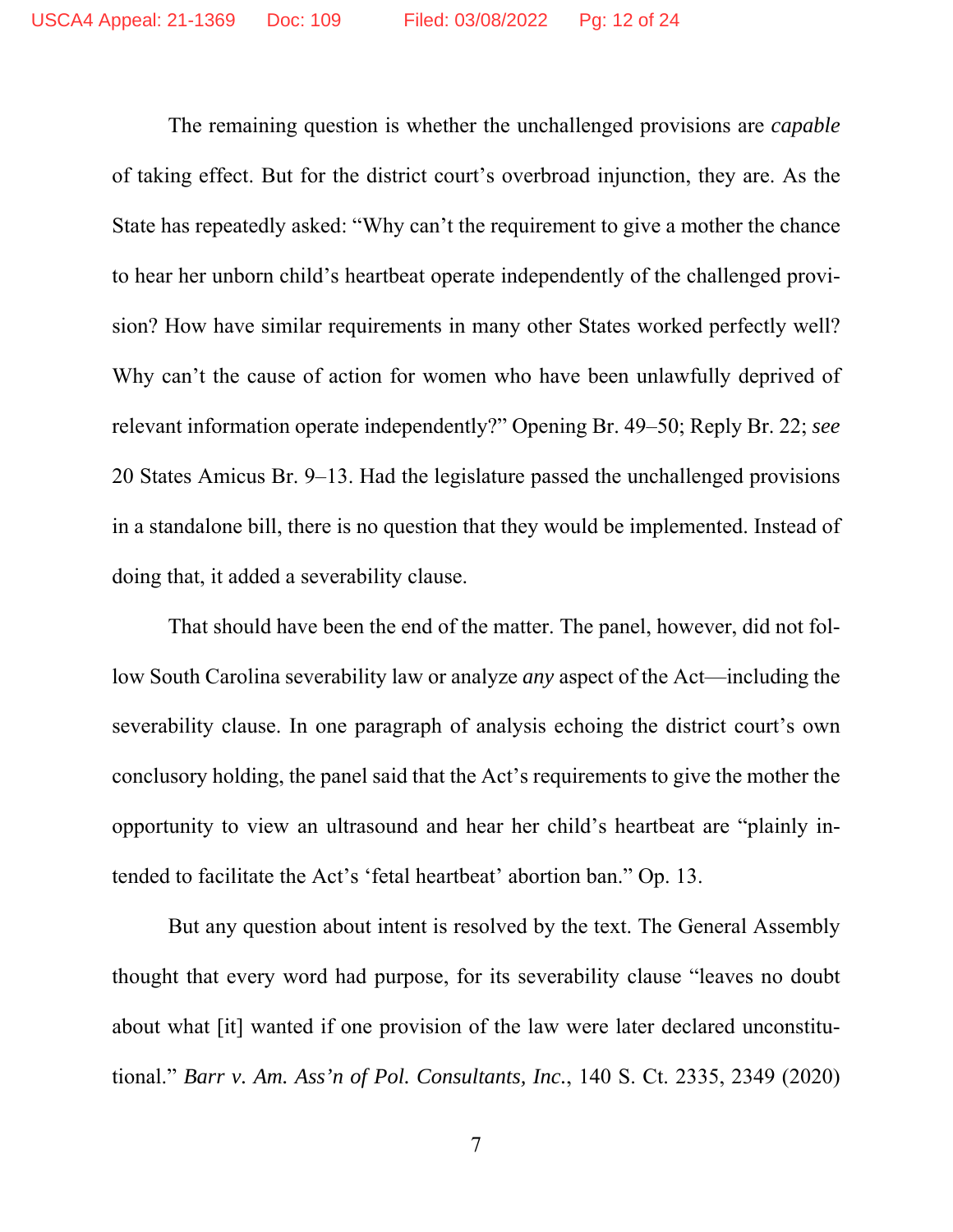The remaining question is whether the unchallenged provisions are *capable* of taking effect. But for the district court's overbroad injunction, they are. As the State has repeatedly asked: "Why can't the requirement to give a mother the chance to hear her unborn child's heartbeat operate independently of the challenged provision? How have similar requirements in many other States worked perfectly well? Why can't the cause of action for women who have been unlawfully deprived of relevant information operate independently?" Opening Br. 49–50; Reply Br. 22; *see* 20 States Amicus Br. 9–13. Had the legislature passed the unchallenged provisions in a standalone bill, there is no question that they would be implemented. Instead of doing that, it added a severability clause.

That should have been the end of the matter. The panel, however, did not follow South Carolina severability law or analyze *any* aspect of the Act—including the severability clause. In one paragraph of analysis echoing the district court's own conclusory holding, the panel said that the Act's requirements to give the mother the opportunity to view an ultrasound and hear her child's heartbeat are "plainly intended to facilitate the Act's 'fetal heartbeat' abortion ban." Op. 13.

But any question about intent is resolved by the text. The General Assembly thought that every word had purpose, for its severability clause "leaves no doubt about what [it] wanted if one provision of the law were later declared unconstitutional." *Barr v. Am. Ass'n of Pol. Consultants, Inc.*, 140 S. Ct. 2335, 2349 (2020)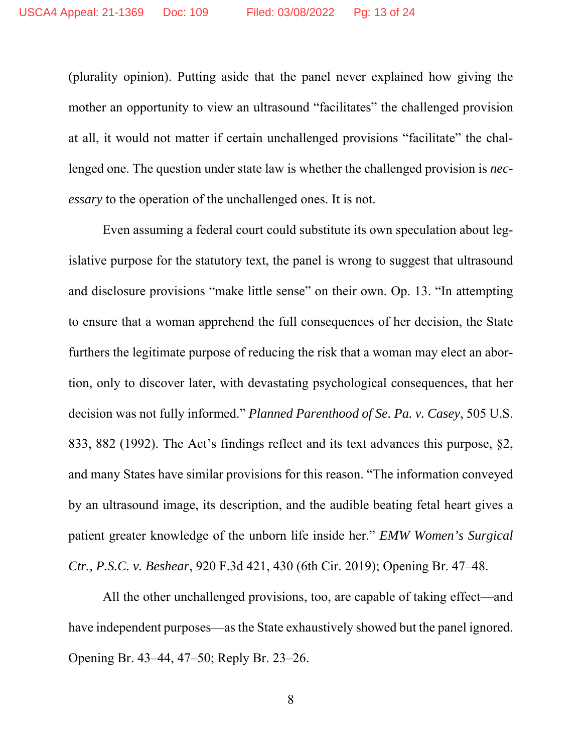(plurality opinion). Putting aside that the panel never explained how giving the mother an opportunity to view an ultrasound "facilitates" the challenged provision at all, it would not matter if certain unchallenged provisions "facilitate" the challenged one. The question under state law is whether the challenged provision is *necessary* to the operation of the unchallenged ones. It is not.

Even assuming a federal court could substitute its own speculation about legislative purpose for the statutory text, the panel is wrong to suggest that ultrasound and disclosure provisions "make little sense" on their own. Op. 13. "In attempting to ensure that a woman apprehend the full consequences of her decision, the State furthers the legitimate purpose of reducing the risk that a woman may elect an abortion, only to discover later, with devastating psychological consequences, that her decision was not fully informed." *Planned Parenthood of Se. Pa. v. Casey*, 505 U.S. 833, 882 (1992). The Act's findings reflect and its text advances this purpose, §2, and many States have similar provisions for this reason. "The information conveyed by an ultrasound image, its description, and the audible beating fetal heart gives a patient greater knowledge of the unborn life inside her." *EMW Women's Surgical Ctr., P.S.C. v. Beshear*, 920 F.3d 421, 430 (6th Cir. 2019); Opening Br. 47–48.

All the other unchallenged provisions, too, are capable of taking effect—and have independent purposes—as the State exhaustively showed but the panel ignored. Opening Br. 43–44, 47–50; Reply Br. 23–26.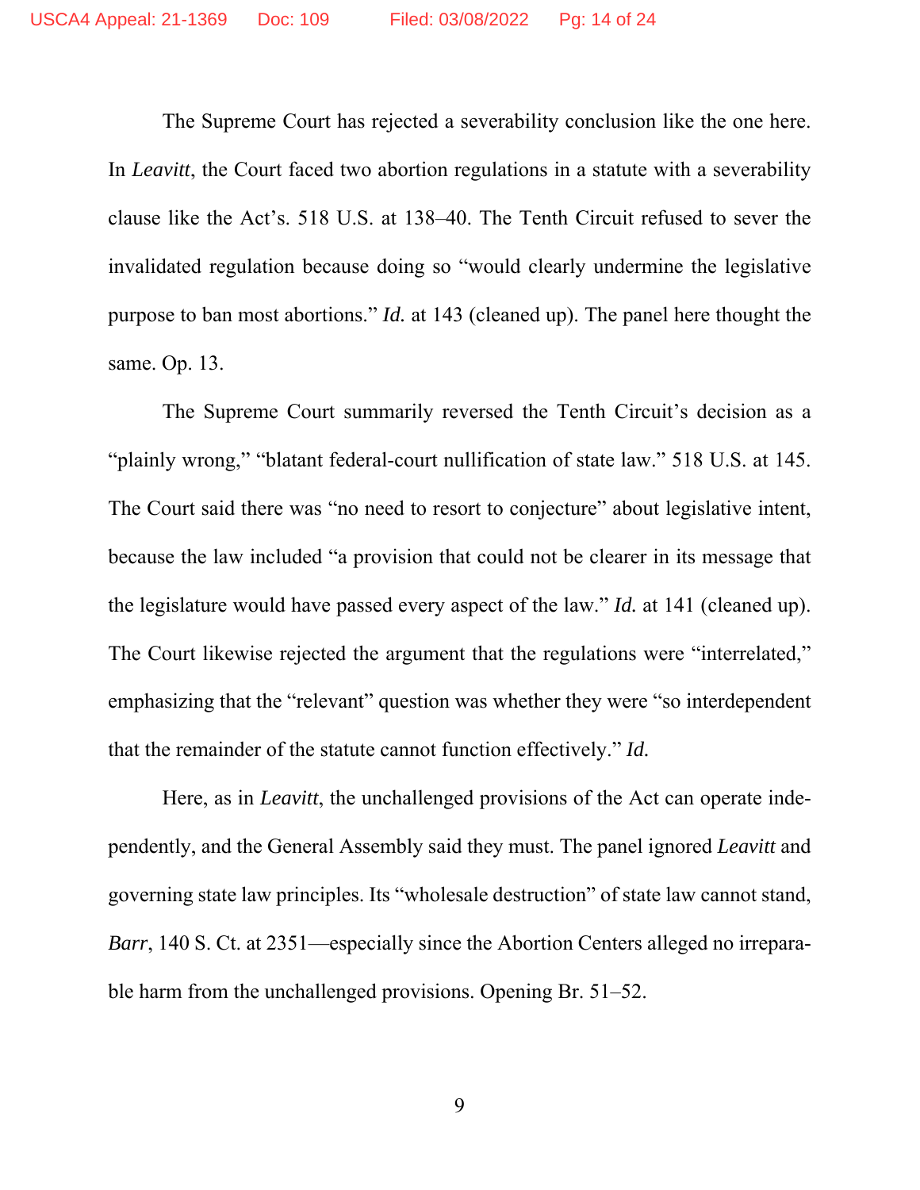The Supreme Court has rejected a severability conclusion like the one here. In *Leavitt*, the Court faced two abortion regulations in a statute with a severability clause like the Act's. 518 U.S. at 138–40. The Tenth Circuit refused to sever the invalidated regulation because doing so "would clearly undermine the legislative purpose to ban most abortions." *Id.* at 143 (cleaned up). The panel here thought the same. Op. 13.

The Supreme Court summarily reversed the Tenth Circuit's decision as a "plainly wrong," "blatant federal-court nullification of state law." 518 U.S. at 145. The Court said there was "no need to resort to conjecture" about legislative intent, because the law included "a provision that could not be clearer in its message that the legislature would have passed every aspect of the law." *Id.* at 141 (cleaned up). The Court likewise rejected the argument that the regulations were "interrelated," emphasizing that the "relevant" question was whether they were "so interdependent that the remainder of the statute cannot function effectively." *Id.*

Here, as in *Leavitt*, the unchallenged provisions of the Act can operate independently, and the General Assembly said they must. The panel ignored *Leavitt* and governing state law principles. Its "wholesale destruction" of state law cannot stand, *Barr*, 140 S. Ct. at 2351—especially since the Abortion Centers alleged no irreparable harm from the unchallenged provisions. Opening Br. 51–52.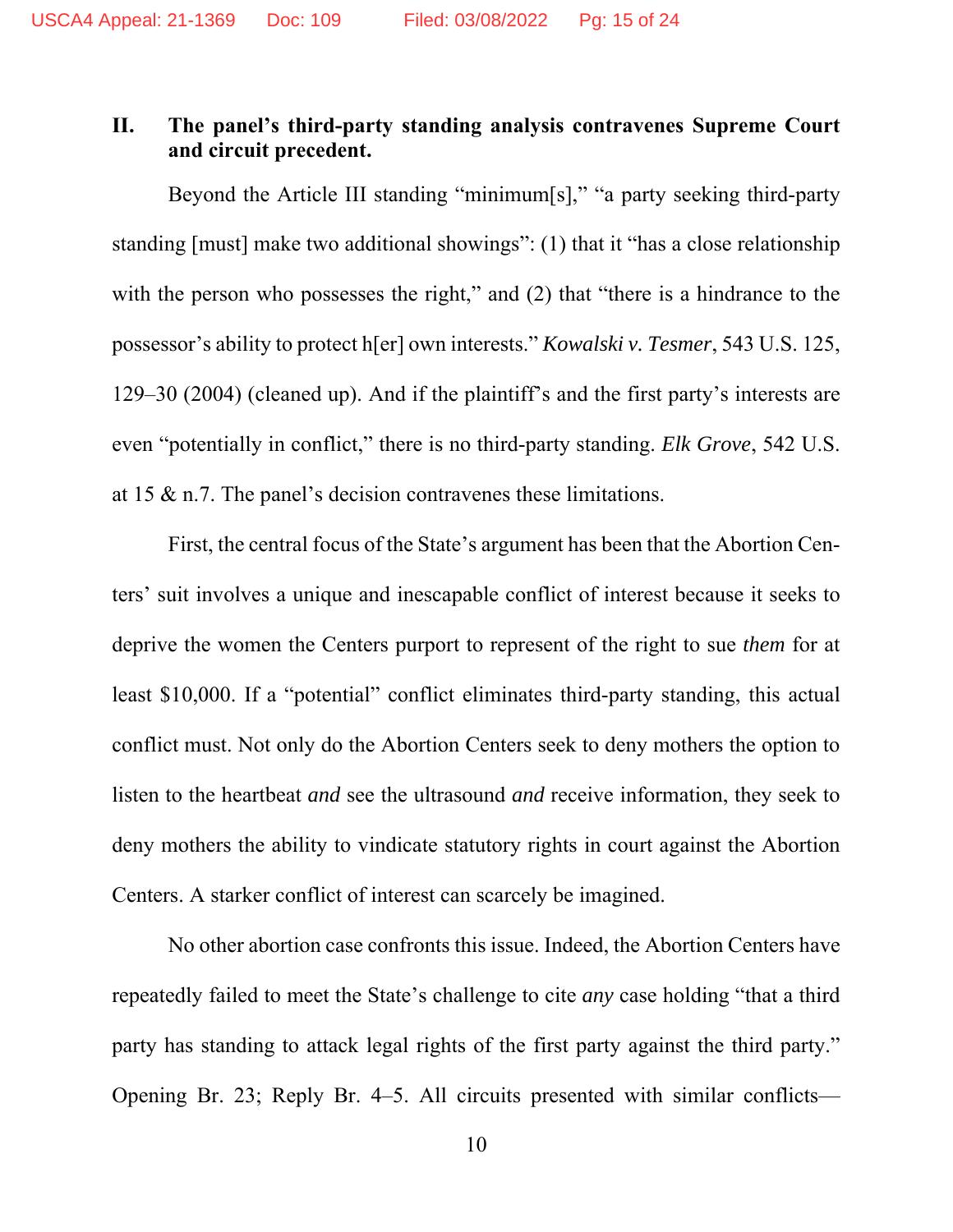## II. The panel's third-party standing analysis contravenes Supreme Court and circuit precedent.

Beyond the Article III standing "minimum[s]," "a party seeking third-party standing [must] make two additional showings": (1) that it "has a close relationship with the person who possesses the right," and (2) that "there is a hindrance to the possessor's ability to protect h[er] own interests." *Kowalski v. Tesmer*, 543 U.S. 125, 129–30 (2004) (cleaned up). And if the plaintiff's and the first party's interests are even "potentially in conflict," there is no third-party standing. *Elk Grove*, 542 U.S. at 15 & n.7. The panel's decision contravenes these limitations.

First, the central focus of the State's argument has been that the Abortion Centers' suit involves a unique and inescapable conflict of interest because it seeks to deprive the women the Centers purport to represent of the right to sue *them* for at least $10,000. If a "potential" conflict eliminates third-party standing, this actual conflict must. Not only do the Abortion Centers seek to deny mothers the option to listen to the heartbeat *and* see the ultrasound *and* receive information, they seek to deny mothers the ability to vindicate statutory rights in court against the Abortion Centers. A starker conflict of interest can scarcely be imagined.

No other abortion case confronts this issue. Indeed, the Abortion Centers have repeatedly failed to meet the State's challenge to cite *any* case holding "that a third party has standing to attack legal rights of the first party against the third party." Opening Br. 23; Reply Br. 4–5. All circuits presented with similar conflicts—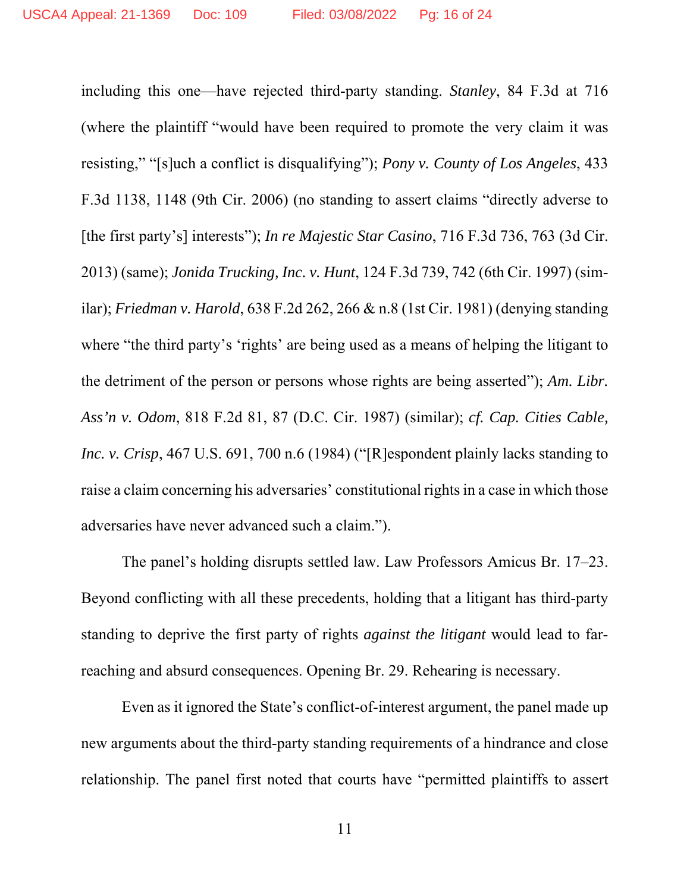including this one—have rejected third-party standing. *Stanley*, 84 F.3d at 716 (where the plaintiff "would have been required to promote the very claim it was resisting," "[s]uch a conflict is disqualifying"); *Pony v. County of Los Angeles*, 433 F.3d 1138, 1148 (9th Cir. 2006) (no standing to assert claims "directly adverse to [the first party's] interests"); *In re Majestic Star Casino*, 716 F.3d 736, 763 (3d Cir. 2013) (same); *Jonida Trucking, Inc. v. Hunt*, 124 F.3d 739, 742 (6th Cir. 1997) (similar); *Friedman v. Harold*, 638 F.2d 262, 266 & n.8 (1st Cir. 1981) (denying standing where "the third party's 'rights' are being used as a means of helping the litigant to the detriment of the person or persons whose rights are being asserted"); *Am. Libr. Ass'n v. Odom*, 818 F.2d 81, 87 (D.C. Cir. 1987) (similar); *cf. Cap. Cities Cable, Inc. v. Crisp*, 467 U.S. 691, 700 n.6 (1984) ("[R]espondent plainly lacks standing to raise a claim concerning his adversaries' constitutional rights in a case in which those adversaries have never advanced such a claim.").

The panel's holding disrupts settled law. Law Professors Amicus Br. 17–23. Beyond conflicting with all these precedents, holding that a litigant has third-party standing to deprive the first party of rights *against the litigant* would lead to far-reaching and absurd consequences. Opening Br. 29. Rehearing is necessary.

Even as it ignored the State's conflict-of-interest argument, the panel made up new arguments about the third-party standing requirements of a hindrance and close relationship. The panel first noted that courts have "permitted plaintiffs to assert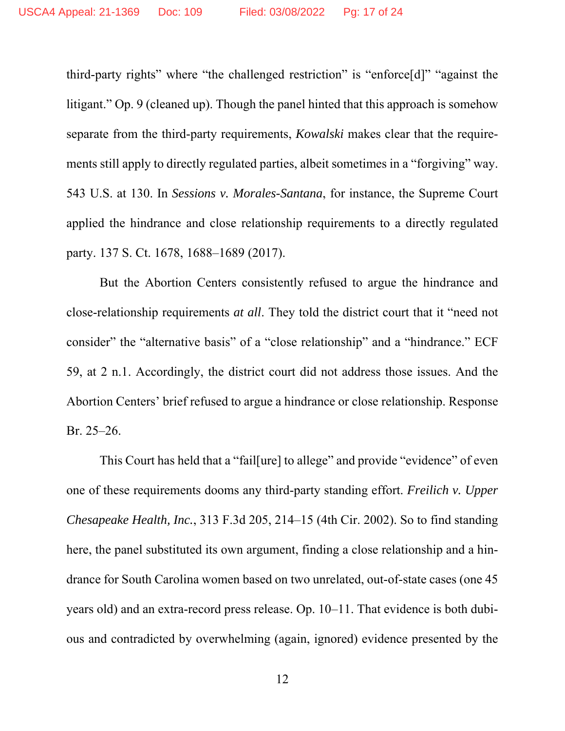third-party rights" where "the challenged restriction" is "enforce[d]" "against the litigant." Op. 9 (cleaned up). Though the panel hinted that this approach is somehow separate from the third-party requirements, *Kowalski* makes clear that the requirements still apply to directly regulated parties, albeit sometimes in a "forgiving" way. 543 U.S. at 130. In *Sessions v. Morales-Santana*, for instance, the Supreme Court applied the hindrance and close relationship requirements to a directly regulated party. 137 S. Ct. 1678, 1688–1689 (2017).

But the Abortion Centers consistently refused to argue the hindrance and close-relationship requirements *at all*. They told the district court that it "need not consider" the "alternative basis" of a "close relationship" and a "hindrance." ECF 59, at 2 n.1. Accordingly, the district court did not address those issues. And the Abortion Centers' brief refused to argue a hindrance or close relationship. Response Br. 25–26.

This Court has held that a "fail[ure] to allege" and provide "evidence" of even one of these requirements dooms any third-party standing effort. *Freilich v. Upper Chesapeake Health, Inc.*, 313 F.3d 205, 214–15 (4th Cir. 2002). So to find standing here, the panel substituted its own argument, finding a close relationship and a hindrance for South Carolina women based on two unrelated, out-of-state cases (one 45 years old) and an extra-record press release. Op. 10–11. That evidence is both dubious and contradicted by overwhelming (again, ignored) evidence presented by the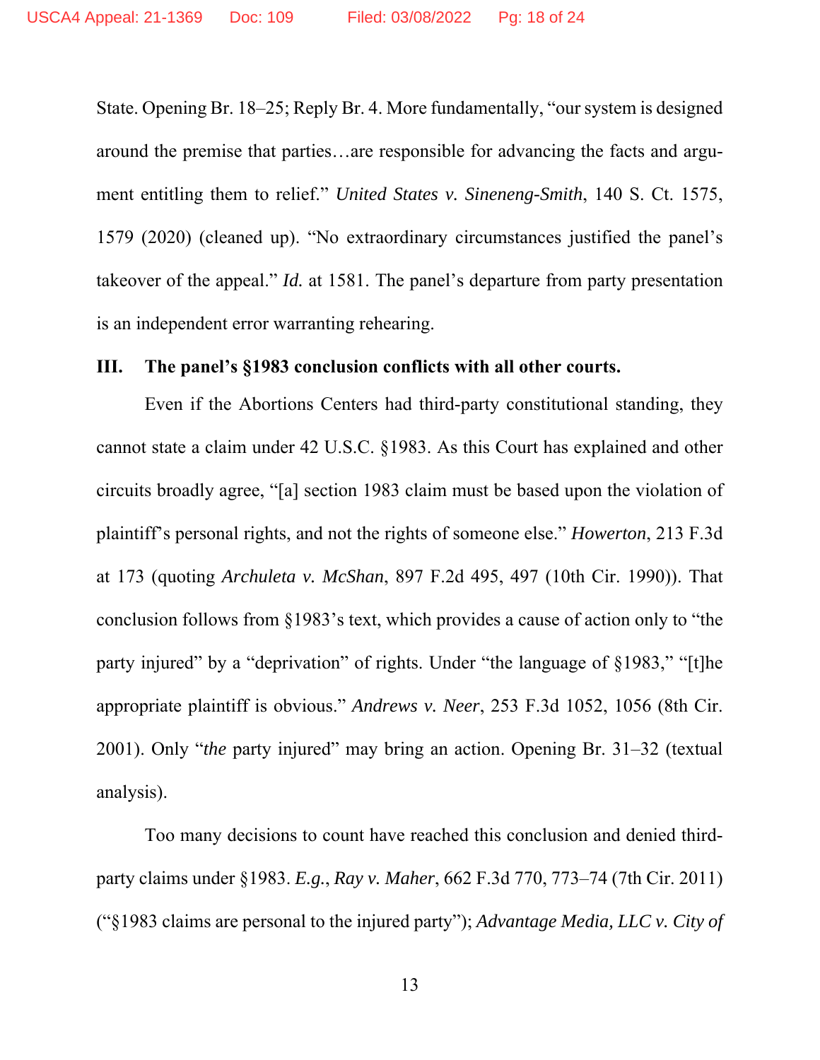State. Opening Br. 18–25; Reply Br. 4. More fundamentally, "our system is designed around the premise that parties…are responsible for advancing the facts and argument entitling them to relief." *United States v. Sineneng-Smith*, 140 S. Ct. 1575, 1579 (2020) (cleaned up). "No extraordinary circumstances justified the panel's takeover of the appeal." *Id.* at 1581. The panel's departure from party presentation is an independent error warranting rehearing.

## III. The panel's §1983 conclusion conflicts with all other courts.

Even if the Abortions Centers had third-party constitutional standing, they cannot state a claim under 42 U.S.C. §1983. As this Court has explained and other circuits broadly agree, "[a] section 1983 claim must be based upon the violation of plaintiff's personal rights, and not the rights of someone else." *Howerton*, 213 F.3d at 173 (quoting *Archuleta v. McShan*, 897 F.2d 495, 497 (10th Cir. 1990)). That conclusion follows from §1983's text, which provides a cause of action only to "the party injured" by a "deprivation" of rights. Under "the language of §1983," "[t]he appropriate plaintiff is obvious." *Andrews v. Neer*, 253 F.3d 1052, 1056 (8th Cir. 2001). Only "*the* party injured" may bring an action. Opening Br. 31–32 (textual analysis).

Too many decisions to count have reached this conclusion and denied third-party claims under §1983. *E.g.*, *Ray v. Maher*, 662 F.3d 770, 773–74 (7th Cir. 2011) ("§1983 claims are personal to the injured party"); *Advantage Media, LLC v. City of*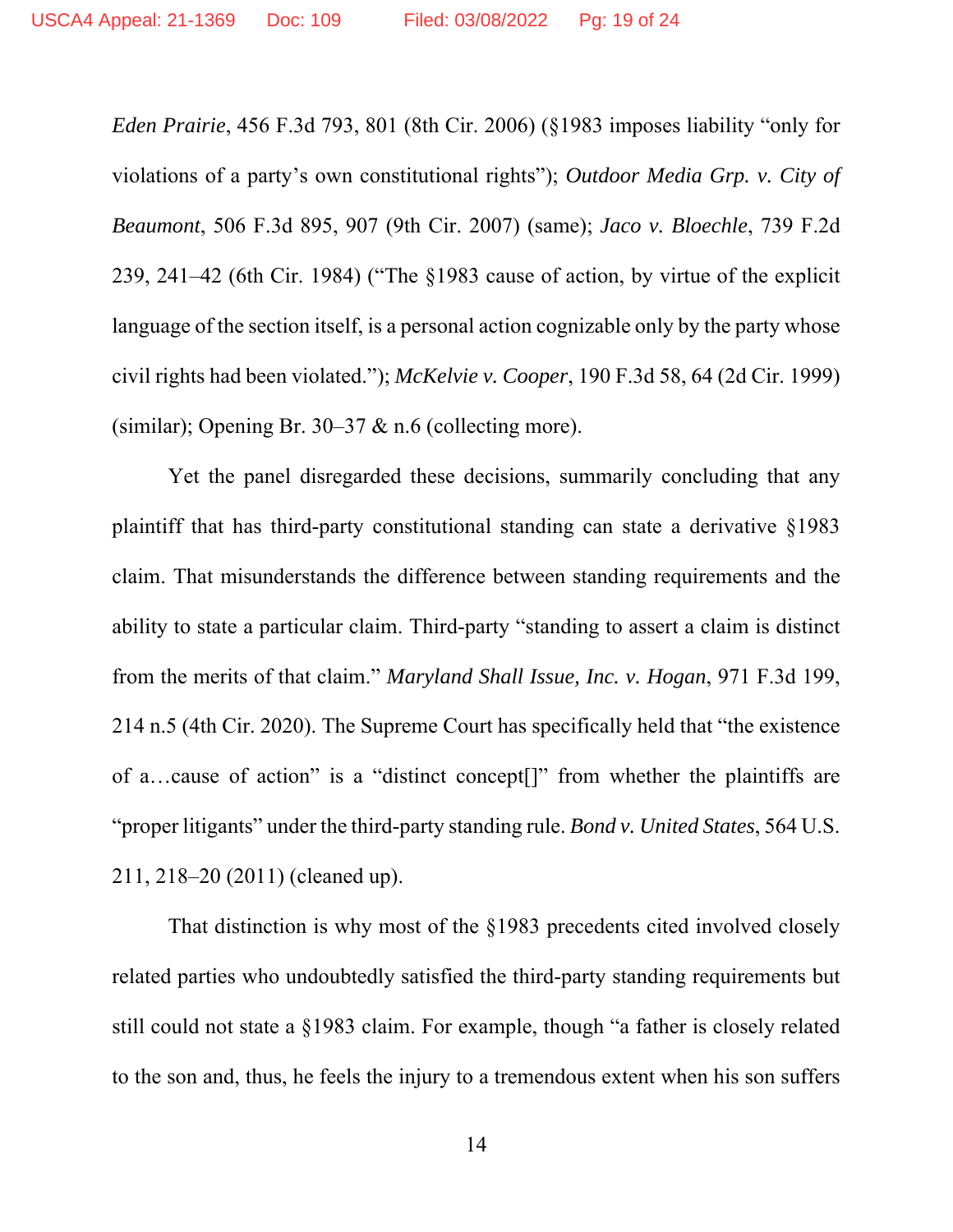*Eden Prairie*, 456 F.3d 793, 801 (8th Cir. 2006) (§1983 imposes liability "only for violations of a party's own constitutional rights"); *Outdoor Media Grp. v. City of Beaumont*, 506 F.3d 895, 907 (9th Cir. 2007) (same); *Jaco v. Bloechle*, 739 F.2d 239, 241–42 (6th Cir. 1984) ("The §1983 cause of action, by virtue of the explicit language of the section itself, is a personal action cognizable only by the party whose civil rights had been violated."); *McKelvie v. Cooper*, 190 F.3d 58, 64 (2d Cir. 1999) (similar); Opening Br. 30–37 & n.6 (collecting more).

Yet the panel disregarded these decisions, summarily concluding that any plaintiff that has third-party constitutional standing can state a derivative §1983 claim. That misunderstands the difference between standing requirements and the ability to state a particular claim. Third-party "standing to assert a claim is distinct from the merits of that claim." *Maryland Shall Issue, Inc. v. Hogan*, 971 F.3d 199, 214 n.5 (4th Cir. 2020). The Supreme Court has specifically held that "the existence of a…cause of action" is a "distinct concept[]" from whether the plaintiffs are "proper litigants" under the third-party standing rule. *Bond v. United States*, 564 U.S. 211, 218–20 (2011) (cleaned up).

That distinction is why most of the §1983 precedents cited involved closely related parties who undoubtedly satisfied the third-party standing requirements but still could not state a §1983 claim. For example, though "a father is closely related to the son and, thus, he feels the injury to a tremendous extent when his son suffers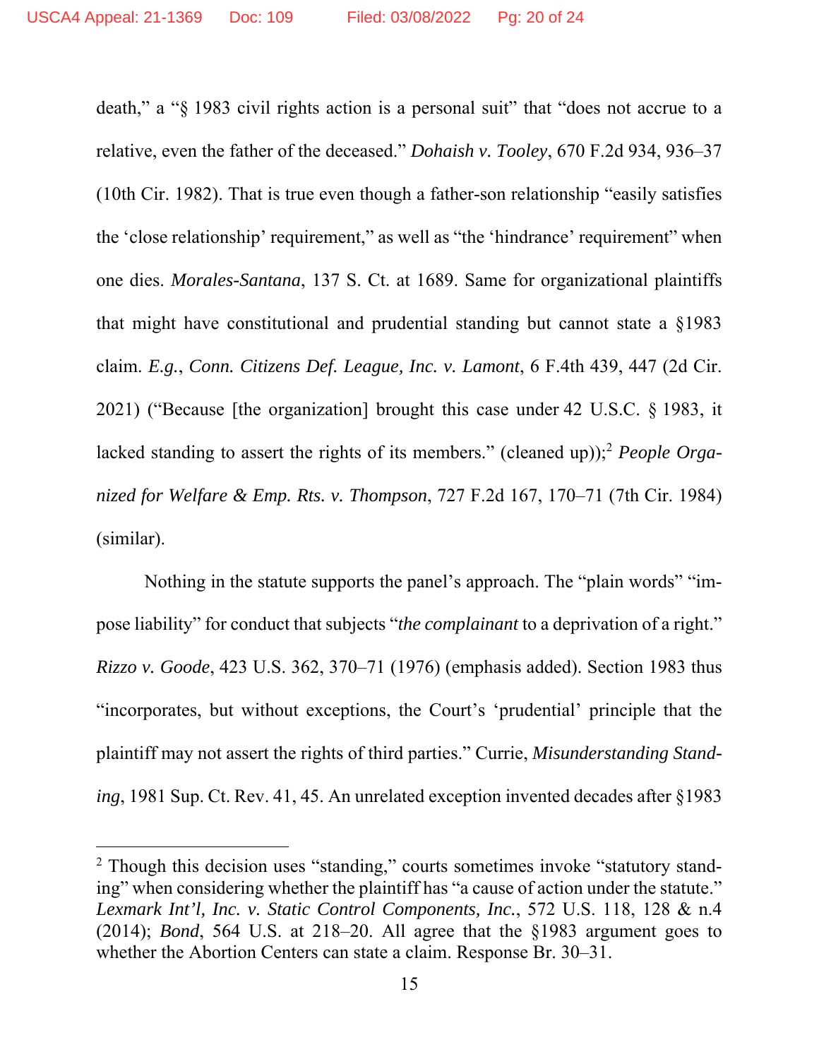death," a "§ 1983 civil rights action is a personal suit" that "does not accrue to a relative, even the father of the deceased." *Dohaish v. Tooley*, 670 F.2d 934, 936–37 (10th Cir. 1982). That is true even though a father-son relationship "easily satisfies the 'close relationship' requirement," as well as "the 'hindrance' requirement" when one dies. *Morales-Santana*, 137 S. Ct. at 1689. Same for organizational plaintiffs that might have constitutional and prudential standing but cannot state a §1983 claim. *E.g.*, *Conn. Citizens Def. League, Inc. v. Lamont*, 6 F.4th 439, 447 (2d Cir. 2021) ("Because [the organization] brought this case under 42 U.S.C. § 1983, it lacked standing to assert the rights of its members." (cleaned up));[2] *People Organized for Welfare & Emp. Rts. v. Thompson*, 727 F.2d 167, 170–71 (7th Cir. 1984) (similar).

Nothing in the statute supports the panel's approach. The "plain words" "impose liability" for conduct that subjects "*the complainant* to a deprivation of a right." *Rizzo v. Goode*, 423 U.S. 362, 370–71 (1976) (emphasis added). Section 1983 thus "incorporates, but without exceptions, the Court's 'prudential' principle that the plaintiff may not assert the rights of third parties." Currie, *Misunderstanding Standing*, 1981 Sup. Ct. Rev. 41, 45. An unrelated exception invented decades after §1983

---

[2] Though this decision uses "standing," courts sometimes invoke "statutory standing" when considering whether the plaintiff has "a cause of action under the statute." *Lexmark Int'l, Inc. v. Static Control Components, Inc.*, 572 U.S. 118, 128 & n.4 (2014); *Bond*, 564 U.S. at 218–20. All agree that the §1983 argument goes to whether the Abortion Centers can state a claim. Response Br. 30–31.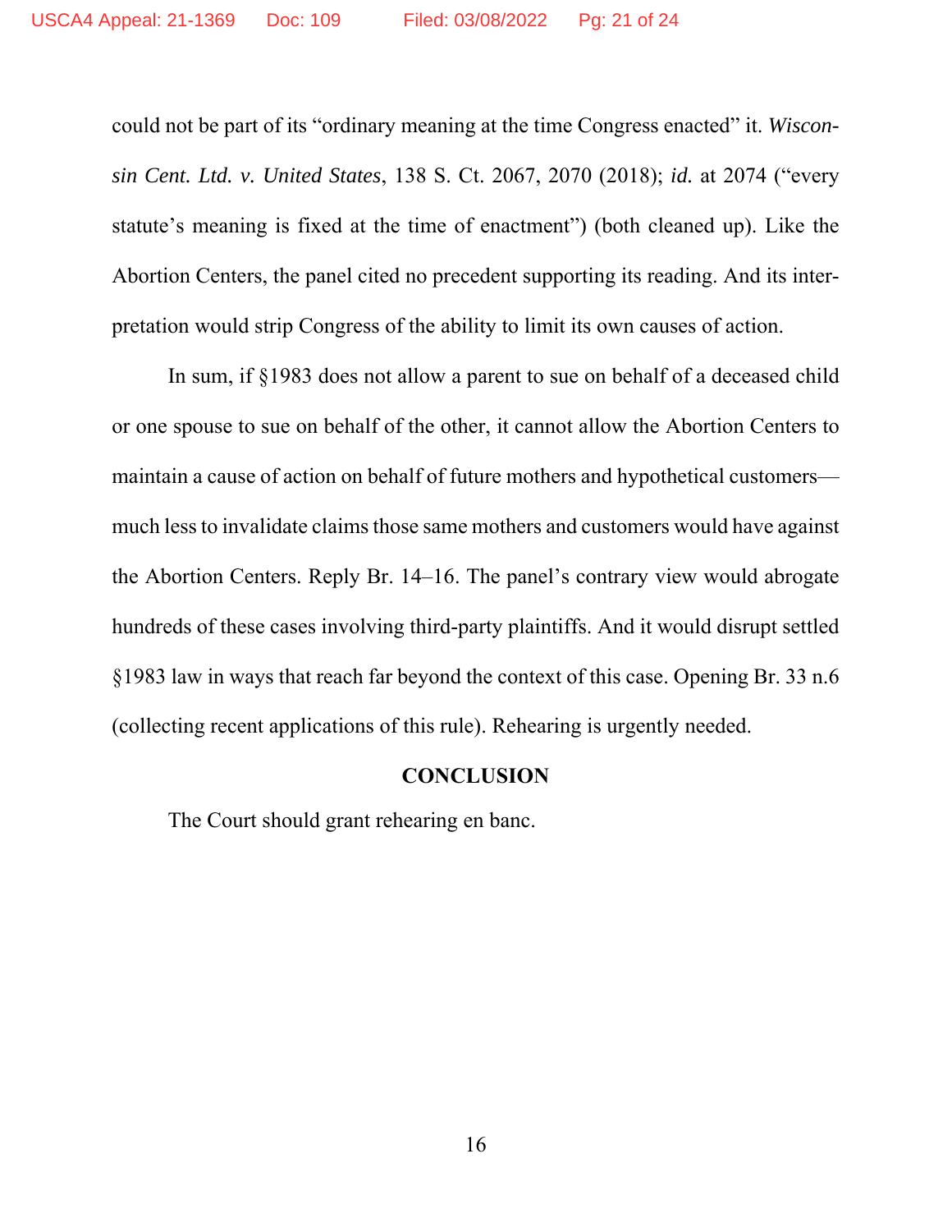could not be part of its "ordinary meaning at the time Congress enacted" it. *Wisconsin Cent. Ltd. v. United States*, 138 S. Ct. 2067, 2070 (2018); *id.* at 2074 ("every statute's meaning is fixed at the time of enactment") (both cleaned up). Like the Abortion Centers, the panel cited no precedent supporting its reading. And its interpretation would strip Congress of the ability to limit its own causes of action.

In sum, if §1983 does not allow a parent to sue on behalf of a deceased child or one spouse to sue on behalf of the other, it cannot allow the Abortion Centers to maintain a cause of action on behalf of future mothers and hypothetical customers—much less to invalidate claims those same mothers and customers would have against the Abortion Centers. Reply Br. 14–16. The panel's contrary view would abrogate hundreds of these cases involving third-party plaintiffs. And it would disrupt settled §1983 law in ways that reach far beyond the context of this case. Opening Br. 33 n.6 (collecting recent applications of this rule). Rehearing is urgently needed.

## CONCLUSION

The Court should grant rehearing en banc.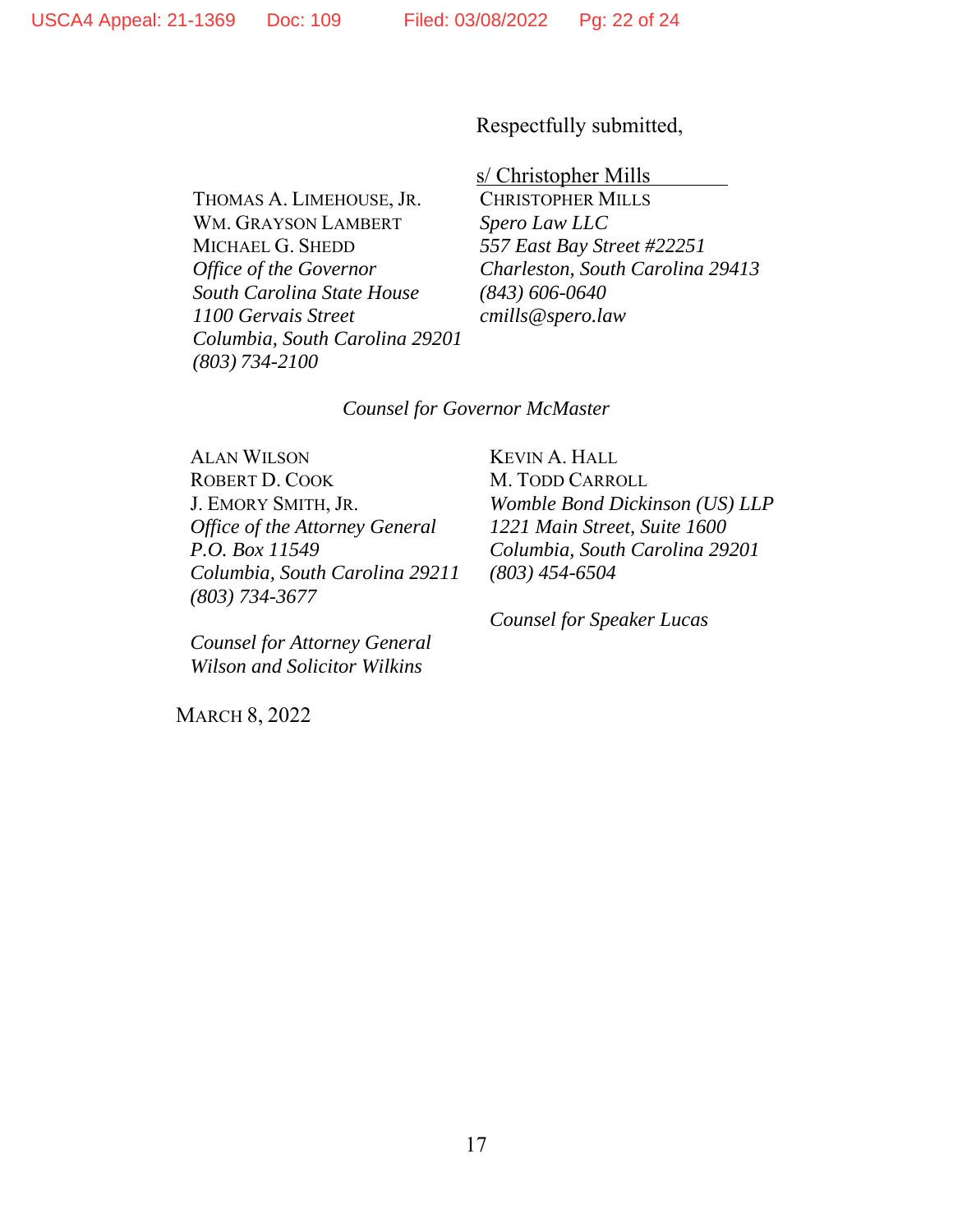Respectfully submitted,

s/ Christopher Mills

THOMAS A. LIMEHOUSE, JR.
WM. GRAYSON LAMBERT
MICHAEL G. SHEDD
*Office of the Governor*
*South Carolina State House*
*1100 Gervais Street*
*Columbia, South Carolina 29201*
*(803) 734-2100*

CHRISTOPHER MILLS
*Spero Law LLC*
*557 East Bay Street #22251*
*Charleston, South Carolina 29413*
*(843) 606-0640*
*cmills@spero.law*

*Counsel for Governor McMaster*

ALAN WILSON
ROBERT D. COOK
J. EMORY SMITH, JR.
*Office of the Attorney General*
*P.O. Box 11549*
*Columbia, South Carolina 29211*
*(803) 734-3677*

*Counsel for Attorney General Wilson and Solicitor Wilkins*

KEVIN A. HALL
M. TODD CARROLL
*Womble Bond Dickinson (US) LLP*
*1221 Main Street, Suite 1600*
*Columbia, South Carolina 29201*
*(803) 454-6504*

*Counsel for Speaker Lucas*

MARCH 8, 2022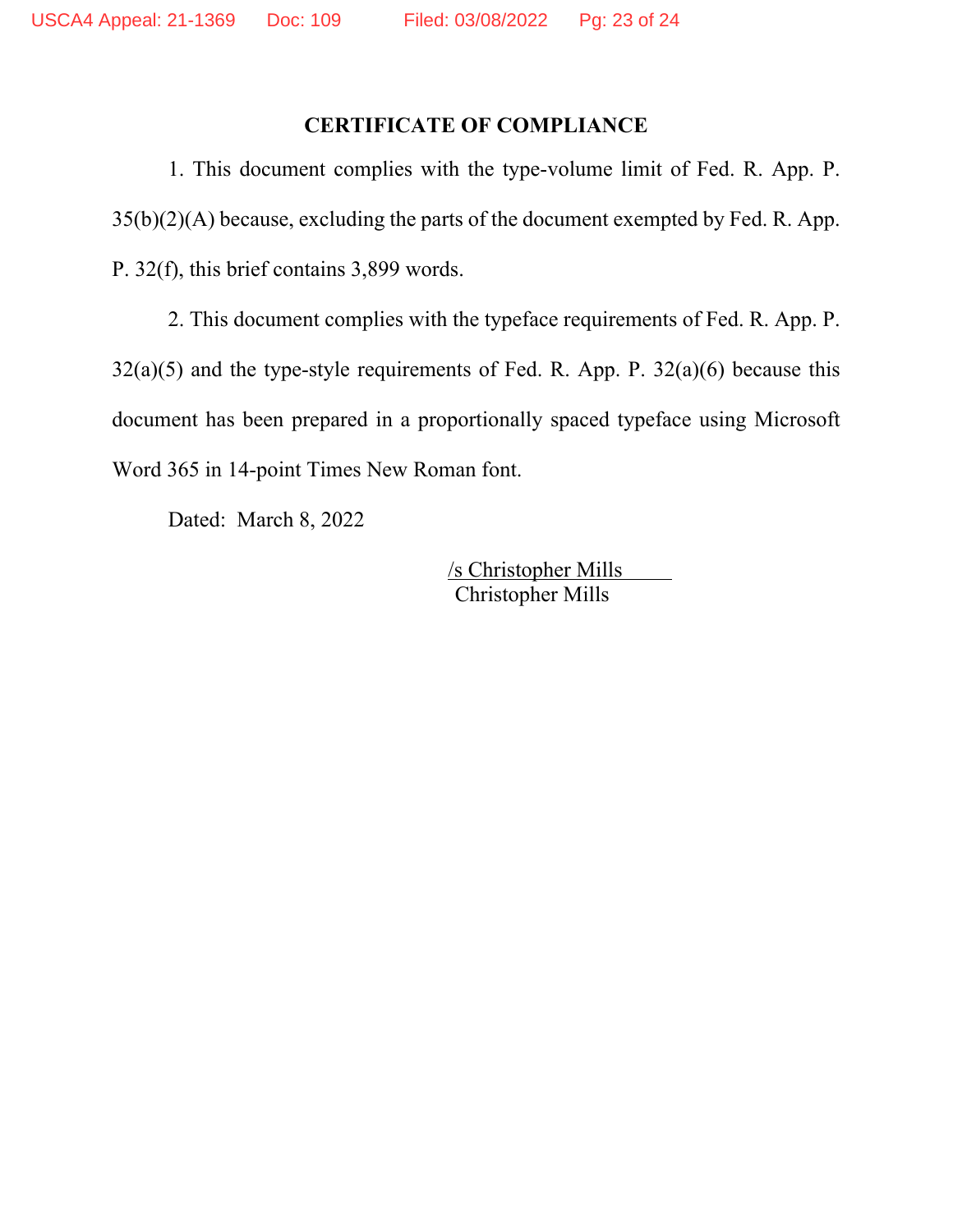## CERTIFICATE OF COMPLIANCE

1. This document complies with the type-volume limit of Fed. R. App. P. 35(b)(2)(A) because, excluding the parts of the document exempted by Fed. R. App. P. 32(f), this brief contains 3,899 words.

2. This document complies with the typeface requirements of Fed. R. App. P. 32(a)(5) and the type-style requirements of Fed. R. App. P. 32(a)(6) because this document has been prepared in a proportionally spaced typeface using Microsoft Word 365 in 14-point Times New Roman font.

Dated: March 8, 2022

/s Christopher Mills
Christopher Mills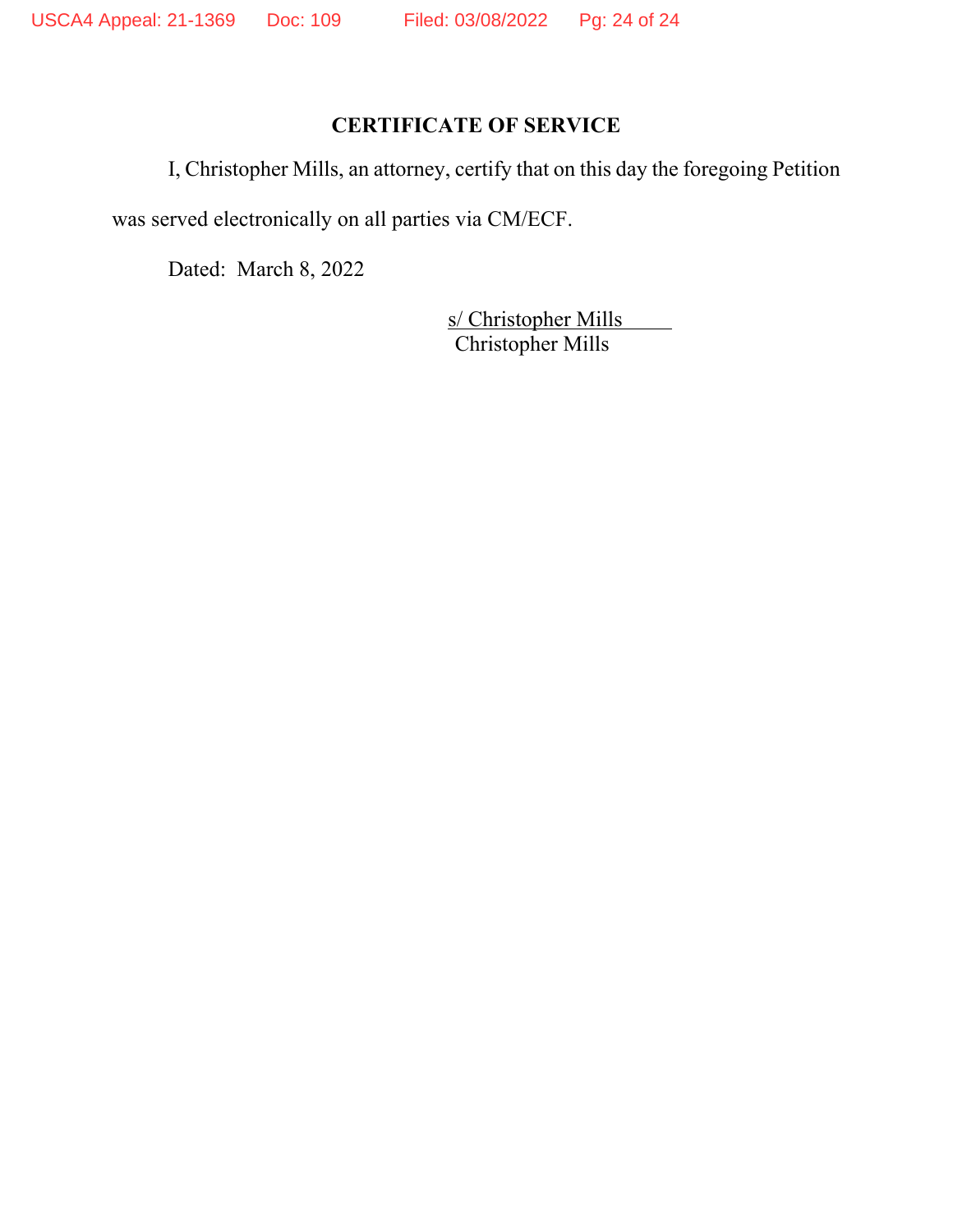# CERTIFICATE OF SERVICE

I, Christopher Mills, an attorney, certify that on this day the foregoing Petition was served electronically on all parties via CM/ECF.

Dated: March 8, 2022

s/ Christopher Mills
Christopher Mills